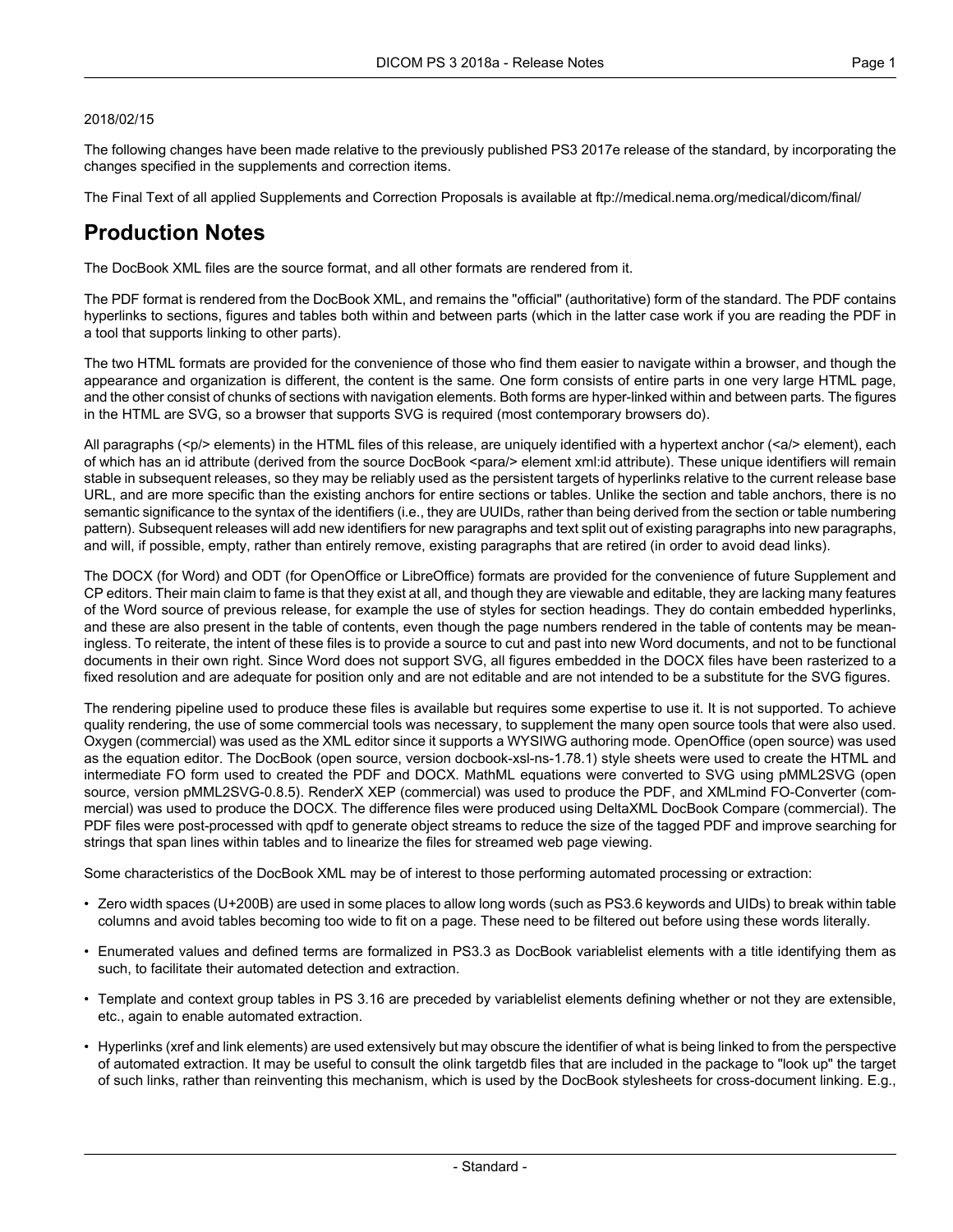2018/02/15

The following changes have been made relative to the previously published PS3 2017e release of the standard, by incorporating the changes specified in the supplements and correction items.

The Final Text of all applied Supplements and Correction Proposals is available at ftp://medical.nema.org/medical/dicom/final/

## Production Notes

The DocBook XML files are the source format, and all other formats are rendered from it.

The PDF format is rendered from the DocBook XML, and remains the "official" (authoritative) form of the standard. The PDF contains hyperlinks to sections, figures and tables both within and between parts (which in the latter case work if you are reading the PDF in a tool that supports linking to other parts).

The two HTML formats are provided for the convenience of those who find them easier to navigate within a browser, and though the appearance and organization is different, the content is the same. One form consists of entire parts in one very large HTML page, and the other consist of chunks of sections with navigation elements. Both forms are hyper-linked within and between parts. The figures in the HTML are SVG, so a browser that supports SVG is required (most contemporary browsers do).

All paragraphs (<p/> elements) in the HTML files of this release, are uniquely identified with a hypertext anchor (<a/> element), each of which has an id attribute (derived from the source DocBook <para/> element xml:id attribute). These unique identifiers will remain stable in subsequent releases, so they may be reliably used as the persistent targets of hyperlinks relative to the current release base URL, and are more specific than the existing anchors for entire sections or tables. Unlike the section and table anchors, there is no semantic significance to the syntax of the identifiers (i.e., they are UUIDs, rather than being derived from the section or table numbering pattern). Subsequent releases will add new identifiers for new paragraphs and text split out of existing paragraphs into new paragraphs, and will, if possible, empty, rather than entirely remove, existing paragraphs that are retired (in order to avoid dead links).

The DOCX (for Word) and ODT (for OpenOffice or LibreOffice) formats are provided for the convenience of future Supplement and CP editors. Their main claim to fame is that they exist at all, and though they are viewable and editable, they are lacking many features of the Word source of previous release, for example the use of styles for section headings. They do contain embedded hyperlinks, and these are also present in the table of contents, even though the page numbers rendered in the table of contents may be meaningless. To reiterate, the intent of these files is to provide a source to cut and past into new Word documents, and not to be functional documents in their own right. Since Word does not support SVG, all figures embedded in the DOCX files have been rasterized to a fixed resolution and are adequate for position only and are not editable and are not intended to be a substitute for the SVG figures.

The rendering pipeline used to produce these files is available but requires some expertise to use it. It is not supported. To achieve quality rendering, the use of some commercial tools was necessary, to supplement the many open source tools that were also used. Oxygen (commercial) was used as the XML editor since it supports a WYSIWG authoring mode. OpenOffice (open source) was used as the equation editor. The DocBook (open source, version docbook-xsl-ns-1.78.1) style sheets were used to create the HTML and intermediate FO form used to created the PDF and DOCX. MathML equations were converted to SVG using pMML2SVG (open source, version pMML2SVG-0.8.5). RenderX XEP (commercial) was used to produce the PDF, and XMLmind FO-Converter (commercial) was used to produce the DOCX. The difference files were produced using DeltaXML DocBook Compare (commercial). The PDF files were post-processed with qpdf to generate object streams to reduce the size of the tagged PDF and improve searching for strings that span lines within tables and to linearize the files for streamed web page viewing.

Some characteristics of the DocBook XML may be of interest to those performing automated processing or extraction:

- Zero width spaces (U+200B) are used in some places to allow long words (such as PS3.6 keywords and UIDs) to break within table columns and avoid tables becoming too wide to fit on a page. These need to be filtered out before using these words literally.
- Enumerated values and defined terms are formalized in PS3.3 as DocBook variablelist elements with a title identifying them as such, to facilitate their automated detection and extraction.
- Template and context group tables in PS 3.16 are preceded by variablelist elements defining whether or not they are extensible, etc., again to enable automated extraction.
- Hyperlinks (xref and link elements) are used extensively but may obscure the identifier of what is being linked to from the perspective of automated extraction. It may be useful to consult the olink targetdb files that are included in the package to "look up" the target of such links, rather than reinventing this mechanism, which is used by the DocBook stylesheets for cross-document linking. E.g.,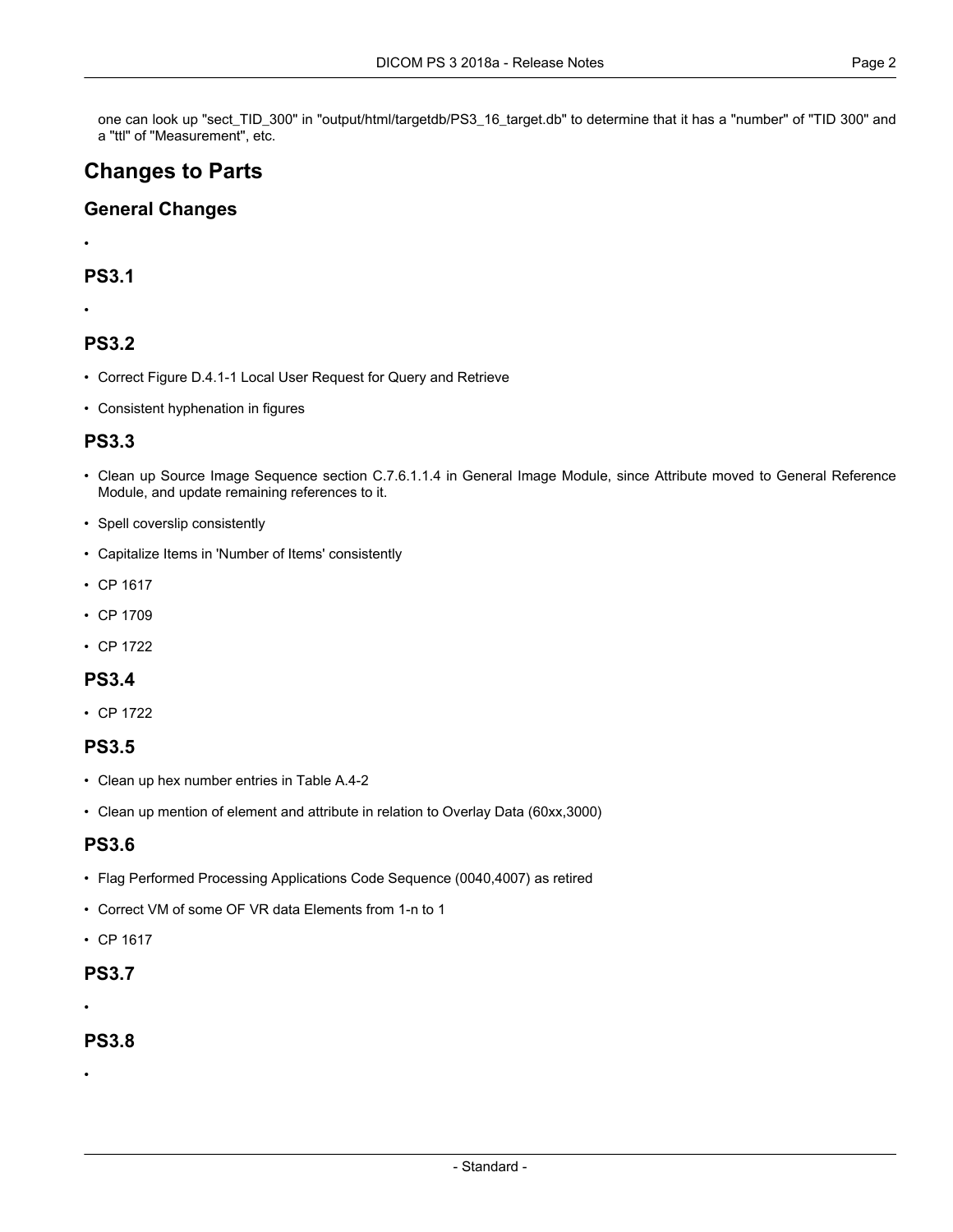one can look up "sect_TID_300" in "output/html/targetdb/PS3_16_target.db" to determine that it has a "number" of "TID 300" and a "ttl" of "Measurement", etc.

# Changes to Parts

## General Changes

- 

## PS3.1

- 

## PS3.2

- Correct Figure D.4.1-1 Local User Request for Query and Retrieve
- Consistent hyphenation in figures

## PS3.3

- Clean up Source Image Sequence section C.7.6.1.1.4 in General Image Module, since Attribute moved to General Reference Module, and update remaining references to it.
- Spell coverslip consistently
- Capitalize Items in 'Number of Items' consistently
- CP 1617
- CP 1709
- CP 1722

## PS3.4

- CP 1722

## PS3.5

- Clean up hex number entries in Table A.4-2
- Clean up mention of element and attribute in relation to Overlay Data (60xx,3000)

## PS3.6

- Flag Performed Processing Applications Code Sequence (0040,4007) as retired
- Correct VM of some OF VR data Elements from 1-n to 1
- CP 1617

## PS3.7

- 

## PS3.8

-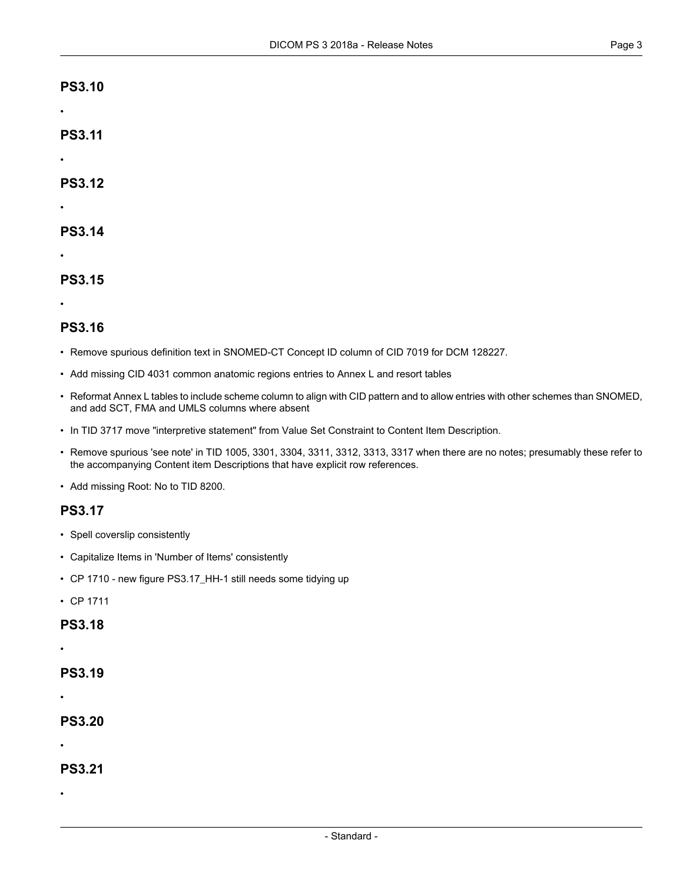## PS3.10

- 

## PS3.11

- 

## PS3.12

- 

## PS3.14

- 

## PS3.15

- 

## PS3.16

- Remove spurious definition text in SNOMED-CT Concept ID column of CID 7019 for DCM 128227.
- Add missing CID 4031 common anatomic regions entries to Annex L and resort tables
- Reformat Annex L tables to include scheme column to align with CID pattern and to allow entries with other schemes than SNOMED, and add SCT, FMA and UMLS columns where absent
- In TID 3717 move "interpretive statement" from Value Set Constraint to Content Item Description.
- Remove spurious 'see note' in TID 1005, 3301, 3304, 3311, 3312, 3313, 3317 when there are no notes; presumably these refer to the accompanying Content item Descriptions that have explicit row references.
- Add missing Root: No to TID 8200.

## PS3.17

- Spell coverslip consistently
- Capitalize Items in 'Number of Items' consistently
- CP 1710 - new figure PS3.17_HH-1 still needs some tidying up
- CP 1711

## PS3.18

- 

## PS3.19

- 

## PS3.20

- 

## PS3.21

-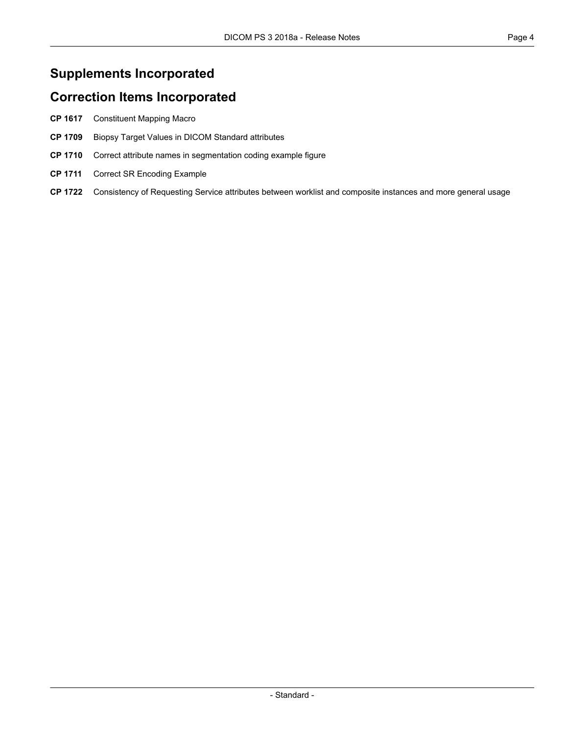## Supplements Incorporated

## Correction Items Incorporated

**CP 1617** Constituent Mapping Macro

**CP 1709** Biopsy Target Values in DICOM Standard attributes

**CP 1710** Correct attribute names in segmentation coding example figure

**CP 1711** Correct SR Encoding Example

**CP 1722** Consistency of Requesting Service attributes between worklist and composite instances and more general usage